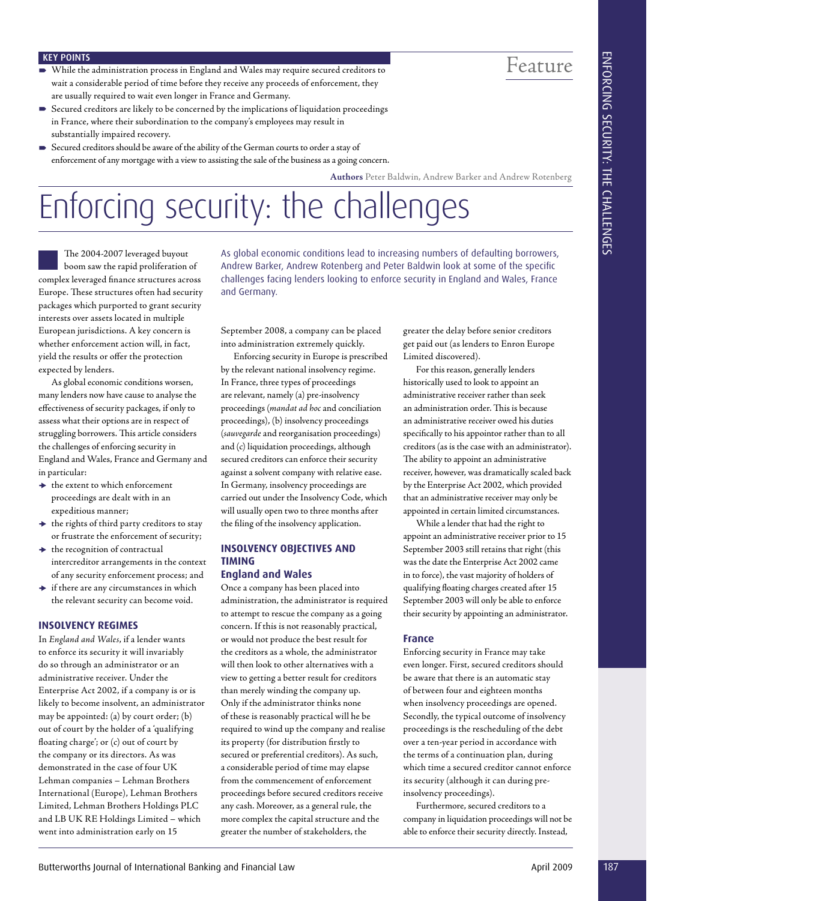**KEY POINTS**

- While the administration process in England and Wales may require secured creditors to wait a considerable period of time before they receive any proceeds of enforcement, they are usually required to wait even longer in France and Germany.
- Secured creditors are likely to be concerned by the implications of liquidation proceedings in France, where their subordination to the company's employees may result in substantially impaired recovery.
- Secured creditors should be aware of the ability of the German courts to order a stay of enforcement of any mortgage with a view to assisting the sale of the business as a going concern.

Feature

**Authors** Peter Baldwin, Andrew Barker and Andrew Rotenberg

# Enforcing security: the challenges

As global economic conditions lead to increasing numbers of defaulting borrowers, Andrew Barker, Andrew Rotenberg and Peter Baldwin look at some of the specific challenges facing lenders looking to enforce security in England and Wales, France and Germany.

The 2004-2007 leveraged buyout boom saw the rapid proliferation of complex leveraged finance structures across Europe. These structures often had security packages which purported to grant security interests over assets located in multiple European jurisdictions. A key concern is whether enforcement action will, in fact, yield the results or offer the protection expected by lenders.

As global economic conditions worsen, many lenders now have cause to analyse the effectiveness of security packages, if only to assess what their options are in respect of struggling borrowers. This article considers the challenges of enforcing security in England and Wales, France and Germany and in particular:

- the extent to which enforcement proceedings are dealt with in an expeditious manner;
- the rights of third party creditors to stay or frustrate the enforcement of security;
- the recognition of contractual intercreditor arrangements in the context of any security enforcement process; and
- if there are any circumstances in which the relevant security can become void.

## INSOLVENCY REGIMES

In *England and Wales*, if a lender wants to enforce its security it will invariably do so through an administrator or an administrative receiver. Under the Enterprise Act 2002, if a company is or is likely to become insolvent, an administrator may be appointed: (a) by court order; (b) out of court by the holder of a 'qualifying floating charge'; or (c) out of court by the company or its directors. As was demonstrated in the case of four UK Lehman companies – Lehman Brothers International (Europe), Lehman Brothers Limited, Lehman Brothers Holdings PLC and LB UK RE Holdings Limited – which went into administration early on 15 September 2008, a company can be placed into administration extremely quickly.

Enforcing security in Europe is prescribed by the relevant national insolvency regime. In France, three types of proceedings are relevant, namely (a) pre-insolvency proceedings (*mandat ad hoc* and conciliation proceedings), (b) insolvency proceedings (*sauvegarde* and reorganisation proceedings) and (c) liquidation proceedings, although secured creditors can enforce their security against a solvent company with relative ease. In Germany, insolvency proceedings are carried out under the Insolvency Code, which will usually open two to three months after the filing of the insolvency application.

## INSOLVENCY OBJECTIVES AND TIMING

### England and Wales

Once a company has been placed into administration, the administrator is required to attempt to rescue the company as a going concern. If this is not reasonably practical, or would not produce the best result for the creditors as a whole, the administrator will then look to other alternatives with a view to getting a better result for creditors than merely winding the company up. Only if the administrator thinks none of these is reasonably practical will he be required to wind up the company and realise its property (for distribution firstly to secured or preferential creditors). As such, a considerable period of time may elapse from the commencement of enforcement proceedings before secured creditors receive any cash. Moreover, as a general rule, the more complex the capital structure and the greater the number of stakeholders, the greater the delay before senior creditors get paid out (as lenders to Enron Europe Limited discovered).

For this reason, generally lenders historically used to look to appoint an administrative receiver rather than seek an administration order. This is because an administrative receiver owed his duties specifically to his appointor rather than to all creditors (as is the case with an administrator). The ability to appoint an administrative receiver, however, was dramatically scaled back by the Enterprise Act 2002, which provided that an administrative receiver may only be appointed in certain limited circumstances.

While a lender that had the right to appoint an administrative receiver prior to 15 September 2003 still retains that right (this was the date the Enterprise Act 2002 came in to force), the vast majority of holders of qualifying floating charges created after 15 September 2003 will only be able to enforce their security by appointing an administrator.

### France

Enforcing security in France may take even longer. First, secured creditors should be aware that there is an automatic stay of between four and eighteen months when insolvency proceedings are opened. Secondly, the typical outcome of insolvency proceedings is the rescheduling of the debt over a ten-year period in accordance with the terms of a continuation plan, during which time a secured creditor cannot enforce its security (although it can during pre-insolvency proceedings).

Furthermore, secured creditors to a company in liquidation proceedings will not be able to enforce their security directly. Instead,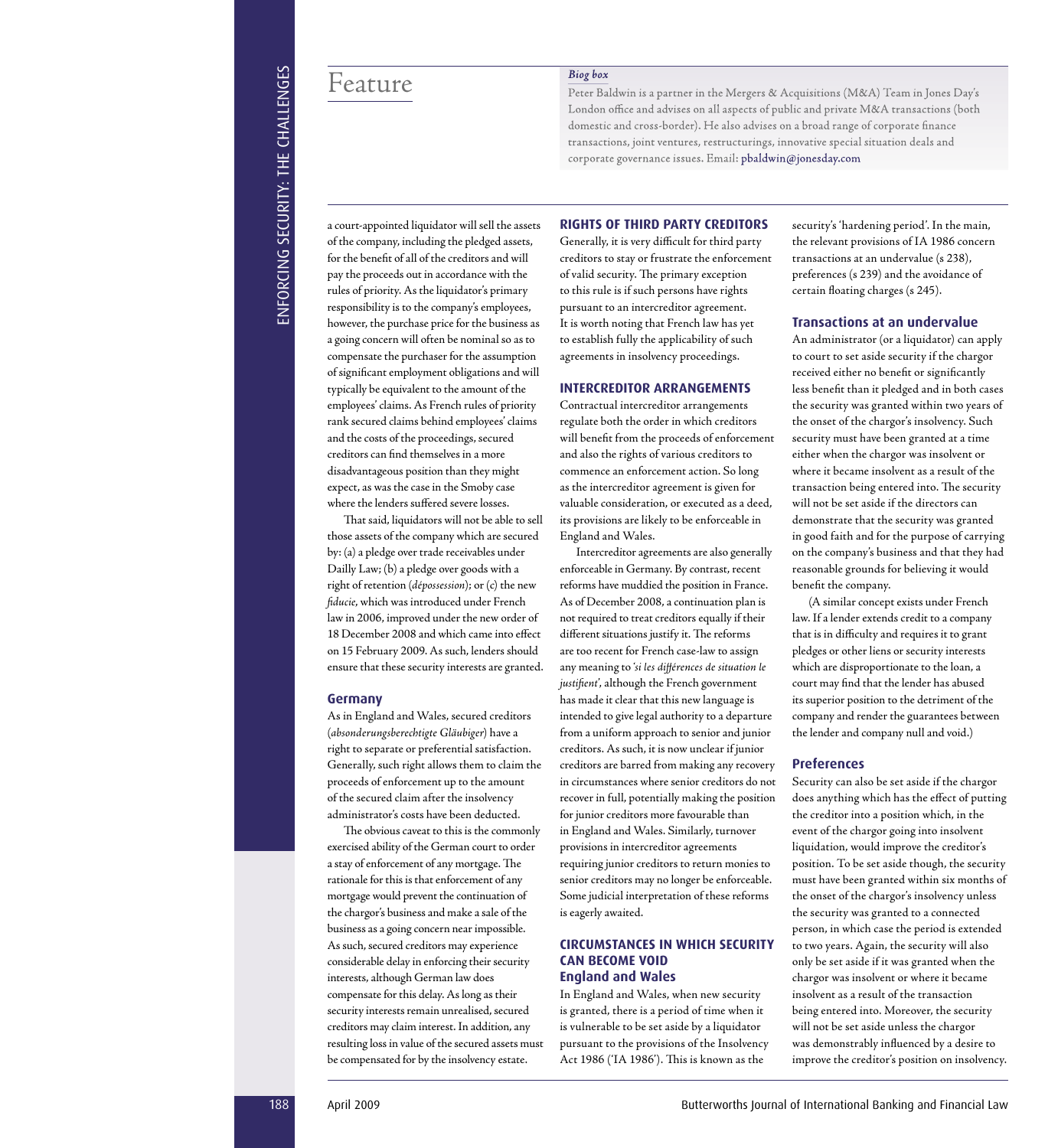Feature

*Biog box*

Peter Baldwin is a partner in the Mergers & Acquisitions (M&A) Team in Jones Day's London office and advises on all aspects of public and private M&A transactions (both domestic and cross-border). He also advises on a broad range of corporate finance transactions, joint ventures, restructurings, innovative special situation deals and corporate governance issues. Email: pbaldwin@jonesday.com

a court-appointed liquidator will sell the assets of the company, including the pledged assets, for the benefit of all of the creditors and will pay the proceeds out in accordance with the rules of priority. As the liquidator's primary responsibility is to the company's employees, however, the purchase price for the business as a going concern will often be nominal so as to compensate the purchaser for the assumption of significant employment obligations and will typically be equivalent to the amount of the employees' claims. As French rules of priority rank secured claims behind employees' claims and the costs of the proceedings, secured creditors can find themselves in a more disadvantageous position than they might expect, as was the case in the Smoby case where the lenders suffered severe losses.

That said, liquidators will not be able to sell those assets of the company which are secured by: (a) a pledge over trade receivables under Dailly Law; (b) a pledge over goods with a right of retention (*dépossession*); or (c) the new *fiducie*, which was introduced under French law in 2006, improved under the new order of 18 December 2008 and which came into effect on 15 February 2009. As such, lenders should ensure that these security interests are granted.

### Germany

As in England and Wales, secured creditors (*absonderungsberechtigte Gläubiger*) have a right to separate or preferential satisfaction. Generally, such right allows them to claim the proceeds of enforcement up to the amount of the secured claim after the insolvency administrator's costs have been deducted.

The obvious caveat to this is the commonly exercised ability of the German court to order a stay of enforcement of any mortgage. The rationale for this is that enforcement of any mortgage would prevent the continuation of the chargor's business and make a sale of the business as a going concern near impossible. As such, secured creditors may experience considerable delay in enforcing their security interests, although German law does compensate for this delay. As long as their security interests remain unrealised, secured creditors may claim interest. In addition, any resulting loss in value of the secured assets must be compensated for by the insolvency estate.

## RIGHTS OF THIRD PARTY CREDITORS

Generally, it is very difficult for third party creditors to stay or frustrate the enforcement of valid security. The primary exception to this rule is if such persons have rights pursuant to an intercreditor agreement. It is worth noting that French law has yet to establish fully the applicability of such agreements in insolvency proceedings.

## INTERCREDITOR ARRANGEMENTS

Contractual intercreditor arrangements regulate both the order in which creditors will benefit from the proceeds of enforcement and also the rights of various creditors to commence an enforcement action. So long as the intercreditor agreement is given for valuable consideration, or executed as a deed, its provisions are likely to be enforceable in England and Wales.

Intercreditor agreements are also generally enforceable in Germany. By contrast, recent reforms have muddied the position in France. As of December 2008, a continuation plan is not required to treat creditors equally if their different situations justify it. The reforms are too recent for French case-law to assign any meaning to *'si les différences de situation le justifient'*, although the French government has made it clear that this new language is intended to give legal authority to a departure from a uniform approach to senior and junior creditors. As such, it is now unclear if junior creditors are barred from making any recovery in circumstances where senior creditors do not recover in full, potentially making the position for junior creditors more favourable than in England and Wales. Similarly, turnover provisions in intercreditor agreements requiring junior creditors to return monies to senior creditors may no longer be enforceable. Some judicial interpretation of these reforms is eagerly awaited.

## CIRCUMSTANCES IN WHICH SECURITY CAN BECOME VOID

### England and Wales

In England and Wales, when new security is granted, there is a period of time when it is vulnerable to be set aside by a liquidator pursuant to the provisions of the Insolvency Act 1986 ('IA 1986'). This is known as the security's 'hardening period'. In the main, the relevant provisions of IA 1986 concern transactions at an undervalue (s 238), preferences (s 239) and the avoidance of certain floating charges (s 245).

### Transactions at an undervalue

An administrator (or a liquidator) can apply to court to set aside security if the chargor received either no benefit or significantly less benefit than it pledged and in both cases the security was granted within two years of the onset of the chargor's insolvency. Such security must have been granted at a time either when the chargor was insolvent or where it became insolvent as a result of the transaction being entered into. The security will not be set aside if the directors can demonstrate that the security was granted in good faith and for the purpose of carrying on the company's business and that they had reasonable grounds for believing it would benefit the company.

(A similar concept exists under French law. If a lender extends credit to a company that is in difficulty and requires it to grant pledges or other liens or security interests which are disproportionate to the loan, a court may find that the lender has abused its superior position to the detriment of the company and render the guarantees between the lender and company null and void.)

### Preferences

Security can also be set aside if the chargor does anything which has the effect of putting the creditor into a position which, in the event of the chargor going into insolvent liquidation, would improve the creditor's position. To be set aside though, the security must have been granted within six months of the onset of the chargor's insolvency unless the security was granted to a connected person, in which case the period is extended to two years. Again, the security will also only be set aside if it was granted when the chargor was insolvent or where it became insolvent as a result of the transaction being entered into. Moreover, the security will not be set aside unless the chargor was demonstrably influenced by a desire to improve the creditor's position on insolvency.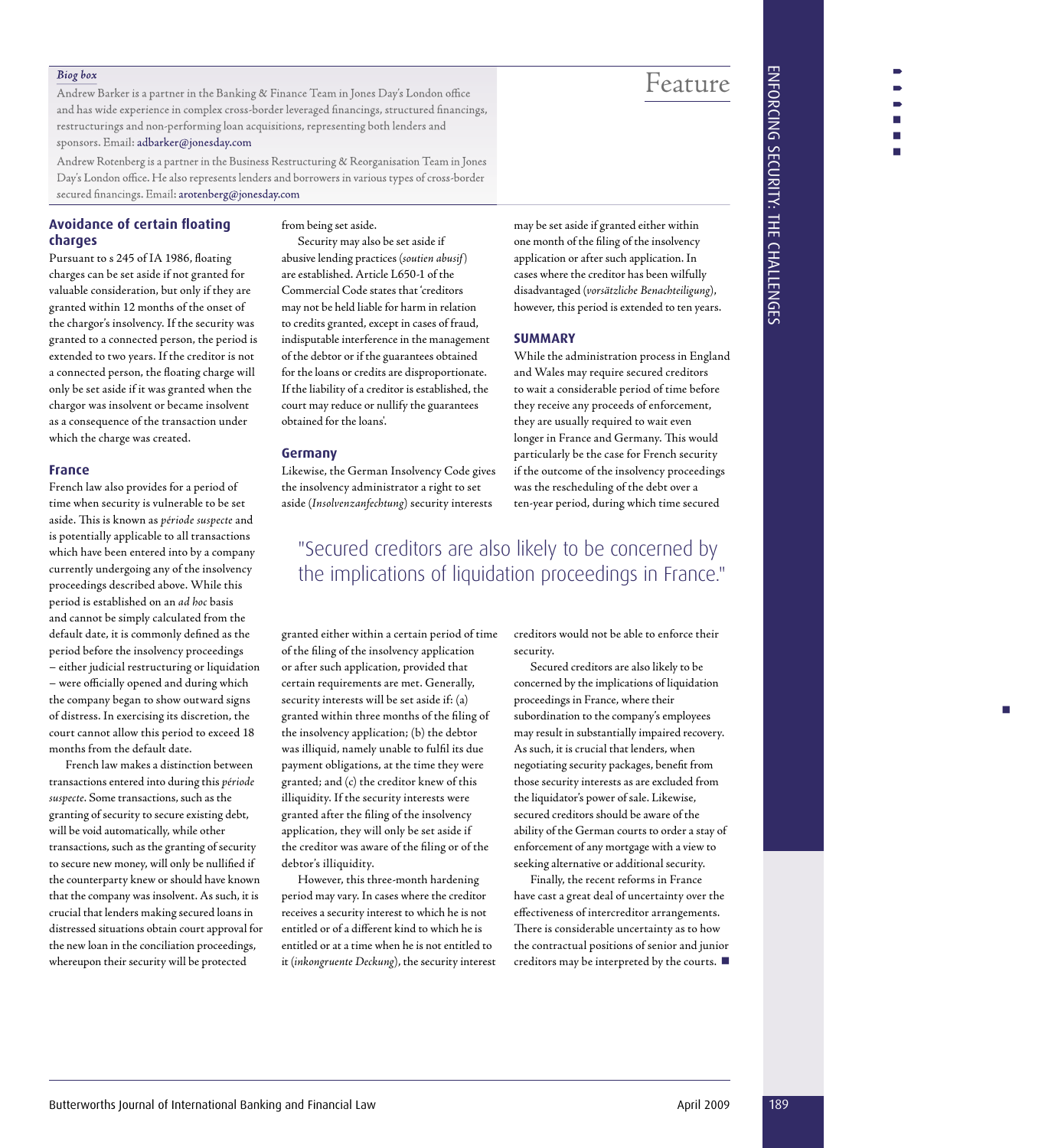*Biog box*

Andrew Barker is a partner in the Banking & Finance Team in Jones Day's London office and has wide experience in complex cross-border leveraged financings, structured financings, restructurings and non-performing loan acquisitions, representing both lenders and sponsors. Email: adbarker@jonesday.com

Andrew Rotenberg is a partner in the Business Restructuring & Reorganisation Team in Jones Day's London office. He also represents lenders and borrowers in various types of cross-border secured financings. Email: arotenberg@jonesday.com

## Avoidance of certain floating charges

Pursuant to s 245 of IA 1986, floating charges can be set aside if not granted for valuable consideration, but only if they are granted within 12 months of the onset of the chargor's insolvency. If the security was granted to a connected person, the period is extended to two years. If the creditor is not a connected person, the floating charge will only be set aside if it was granted when the chargor was insolvent or became insolvent as a consequence of the transaction under which the charge was created.

## France

French law also provides for a period of time when security is vulnerable to be set aside. This is known as *période suspecte* and is potentially applicable to all transactions which have been entered into by a company currently undergoing any of the insolvency proceedings described above. While this period is established on an *ad hoc* basis and cannot be simply calculated from the default date, it is commonly defined as the period before the insolvency proceedings – either judicial restructuring or liquidation – were officially opened and during which the company began to show outward signs of distress. In exercising its discretion, the court cannot allow this period to exceed 18 months from the default date.

French law makes a distinction between transactions entered into during this *période suspecte*. Some transactions, such as the granting of security to secure existing debt, will be void automatically, while other transactions, such as the granting of security to secure new money, will only be nullified if the counterparty knew or should have known that the company was insolvent. As such, it is crucial that lenders making secured loans in distressed situations obtain court approval for the new loan in the conciliation proceedings, whereupon their security will be protected from being set aside.

Security may also be set aside if abusive lending practices (*soutien abusif*) are established. Article L650-1 of the Commercial Code states that 'creditors may not be held liable for harm in relation to credits granted, except in cases of fraud, indisputable interference in the management of the debtor or if the guarantees obtained for the loans or credits are disproportionate. If the liability of a creditor is established, the court may reduce or nullify the guarantees obtained for the loans'.

## Germany

Likewise, the German Insolvency Code gives the insolvency administrator a right to set aside (*Insolvenzanfechtung*) security interests granted either within a certain period of time of the filing of the insolvency application or after such application, provided that certain requirements are met. Generally, security interests will be set aside if: (a) granted within three months of the filing of the insolvency application; (b) the debtor was illiquid, namely unable to fulfil its due payment obligations, at the time they were granted; and (c) the creditor knew of this illiquidity. If the security interests were granted after the filing of the insolvency application, they will only be set aside if the creditor was aware of the filing or of the debtor's illiquidity.

However, this three-month hardening period may vary. In cases where the creditor receives a security interest to which he is not entitled or of a different kind to which he is entitled or at a time when he is not entitled to it (*inkongruente Deckung*), the security interest may be set aside if granted either within one month of the filing of the insolvency application or after such application. In cases where the creditor has been wilfully disadvantaged (*vorsätzliche Benachteiligung*), however, this period is extended to ten years.

## SUMMARY

While the administration process in England and Wales may require secured creditors to wait a considerable period of time before they receive any proceeds of enforcement, they are usually required to wait even longer in France and Germany. This would particularly be the case for French security if the outcome of the insolvency proceedings was the rescheduling of the debt over a ten-year period, during which time secured creditors would not be able to enforce their security.

> "Secured creditors are also likely to be concerned by the implications of liquidation proceedings in France."

Secured creditors are also likely to be concerned by the implications of liquidation proceedings in France, where their subordination to the company's employees may result in substantially impaired recovery. As such, it is crucial that lenders, when negotiating security packages, benefit from those security interests as are excluded from the liquidator's power of sale. Likewise, secured creditors should be aware of the ability of the German courts to order a stay of enforcement of any mortgage with a view to seeking alternative or additional security.

Finally, the recent reforms in France have cast a great deal of uncertainty over the effectiveness of intercreditor arrangements. There is considerable uncertainty as to how the contractual positions of senior and junior creditors may be interpreted by the courts. ■